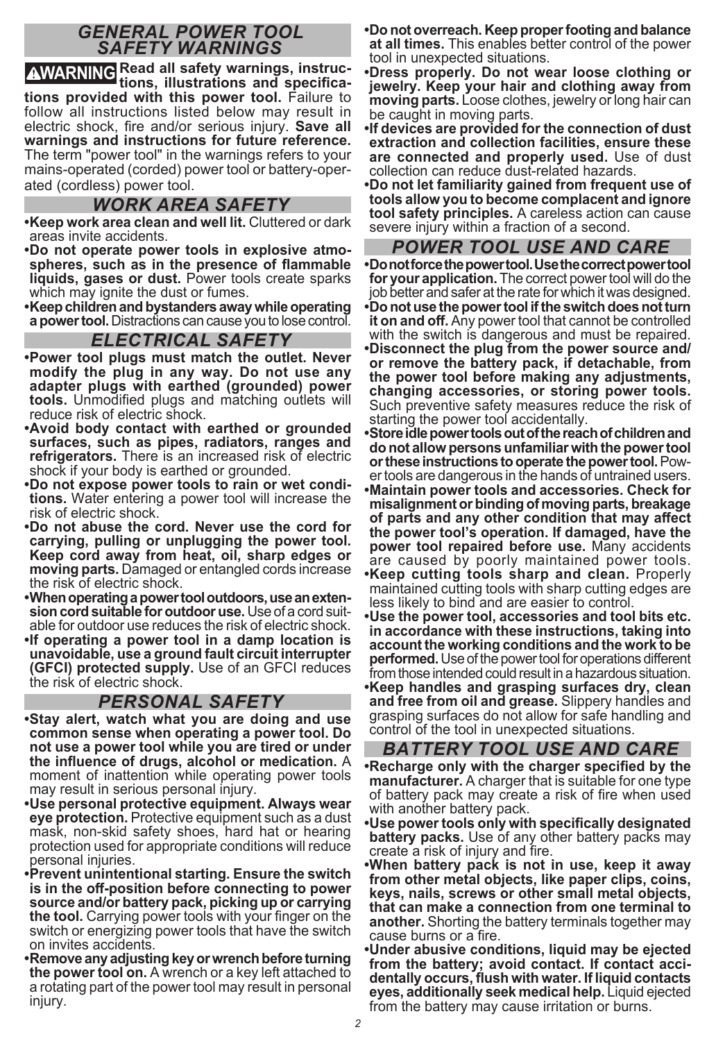## *GENERAL POWER TOOL SAFETY WARNINGS*

**⚠WARNING Read all safety warnings, instructions, illustrations and specifications provided with this power tool.** Failure to follow all instructions listed below may result in electric shock, fire and/or serious injury. **Save all warnings and instructions for future reference.** The term "power tool" in the warnings refers to your mains-operated (corded) power tool or battery-operated (cordless) power tool.

### *WORK AREA SAFETY*

- **Keep work area clean and well lit.** Cluttered or dark areas invite accidents.
- **Do not operate power tools in explosive atmospheres, such as in the presence of flammable liquids, gases or dust.** Power tools create sparks which may ignite the dust or fumes.
- **Keep children and bystanders away while operating a power tool.** Distractions can cause you to lose control.

### *ELECTRICAL SAFETY*

- **Power tool plugs must match the outlet. Never modify the plug in any way. Do not use any adapter plugs with earthed (grounded) power tools.** Unmodified plugs and matching outlets will reduce risk of electric shock.
- **Avoid body contact with earthed or grounded surfaces, such as pipes, radiators, ranges and refrigerators.** There is an increased risk of electric shock if your body is earthed or grounded.
- **Do not expose power tools to rain or wet conditions.** Water entering a power tool will increase the risk of electric shock.
- **Do not abuse the cord. Never use the cord for carrying, pulling or unplugging the power tool. Keep cord away from heat, oil, sharp edges or moving parts.** Damaged or entangled cords increase the risk of electric shock.
- **When operating a power tool outdoors, use an extension cord suitable for outdoor use.** Use of a cord suitable for outdoor use reduces the risk of electric shock.
- **If operating a power tool in a damp location is unavoidable, use a ground fault circuit interrupter (GFCI) protected supply.** Use of an GFCI reduces the risk of electric shock.

### *PERSONAL SAFETY*

- **Stay alert, watch what you are doing and use common sense when operating a power tool. Do not use a power tool while you are tired or under the influence of drugs, alcohol or medication.** A moment of inattention while operating power tools may result in serious personal injury.
- **Use personal protective equipment. Always wear eye protection.** Protective equipment such as a dust mask, non-skid safety shoes, hard hat or hearing protection used for appropriate conditions will reduce personal injuries.
- **Prevent unintentional starting. Ensure the switch is in the off-position before connecting to power source and/or battery pack, picking up or carrying the tool.** Carrying power tools with your finger on the switch or energizing power tools that have the switch on invites accidents.
- **Remove any adjusting key or wrench before turning the power tool on.** A wrench or a key left attached to a rotating part of the power tool may result in personal injury.
- **Do not overreach. Keep proper footing and balance at all times.** This enables better control of the power tool in unexpected situations.
- **Dress properly. Do not wear loose clothing or jewelry. Keep your hair and clothing away from moving parts.** Loose clothes, jewelry or long hair can be caught in moving parts.
- **If devices are provided for the connection of dust extraction and collection facilities, ensure these are connected and properly used.** Use of dust collection can reduce dust-related hazards.
- **Do not let familiarity gained from frequent use of tools allow you to become complacent and ignore tool safety principles.** A careless action can cause severe injury within a fraction of a second.

### *POWER TOOL USE AND CARE*

- **Do not force the power tool. Use the correct power tool for your application.** The correct power tool will do the job better and safer at the rate for which it was designed.
- **Do not use the power tool if the switch does not turn it on and off.** Any power tool that cannot be controlled with the switch is dangerous and must be repaired.
- **Disconnect the plug from the power source and/or remove the battery pack, if detachable, from the power tool before making any adjustments, changing accessories, or storing power tools.** Such preventive safety measures reduce the risk of starting the power tool accidentally.
- **Store idle power tools out of the reach of children and do not allow persons unfamiliar with the power tool or these instructions to operate the power tool.** Power tools are dangerous in the hands of untrained users.
- **Maintain power tools and accessories. Check for misalignment or binding of moving parts, breakage of parts and any other condition that may affect the power tool's operation. If damaged, have the power tool repaired before use.** Many accidents are caused by poorly maintained power tools.
- **Keep cutting tools sharp and clean.** Properly maintained cutting tools with sharp cutting edges are less likely to bind and are easier to control.
- **Use the power tool, accessories and tool bits etc. in accordance with these instructions, taking into account the working conditions and the work to be performed.** Use of the power tool for operations different from those intended could result in a hazardous situation.
- **Keep handles and grasping surfaces dry, clean and free from oil and grease.** Slippery handles and grasping surfaces do not allow for safe handling and control of the tool in unexpected situations.

### *BATTERY TOOL USE AND CARE*

- **Recharge only with the charger specified by the manufacturer.** A charger that is suitable for one type of battery pack may create a risk of fire when used with another battery pack.
- **Use power tools only with specifically designated battery packs.** Use of any other battery packs may create a risk of injury and fire.
- **When battery pack is not in use, keep it away from other metal objects, like paper clips, coins, keys, nails, screws or other small metal objects, that can make a connection from one terminal to another.** Shorting the battery terminals together may cause burns or a fire.
- **Under abusive conditions, liquid may be ejected from the battery; avoid contact. If contact accidentally occurs, flush with water. If liquid contacts eyes, additionally seek medical help.** Liquid ejected from the battery may cause irritation or burns.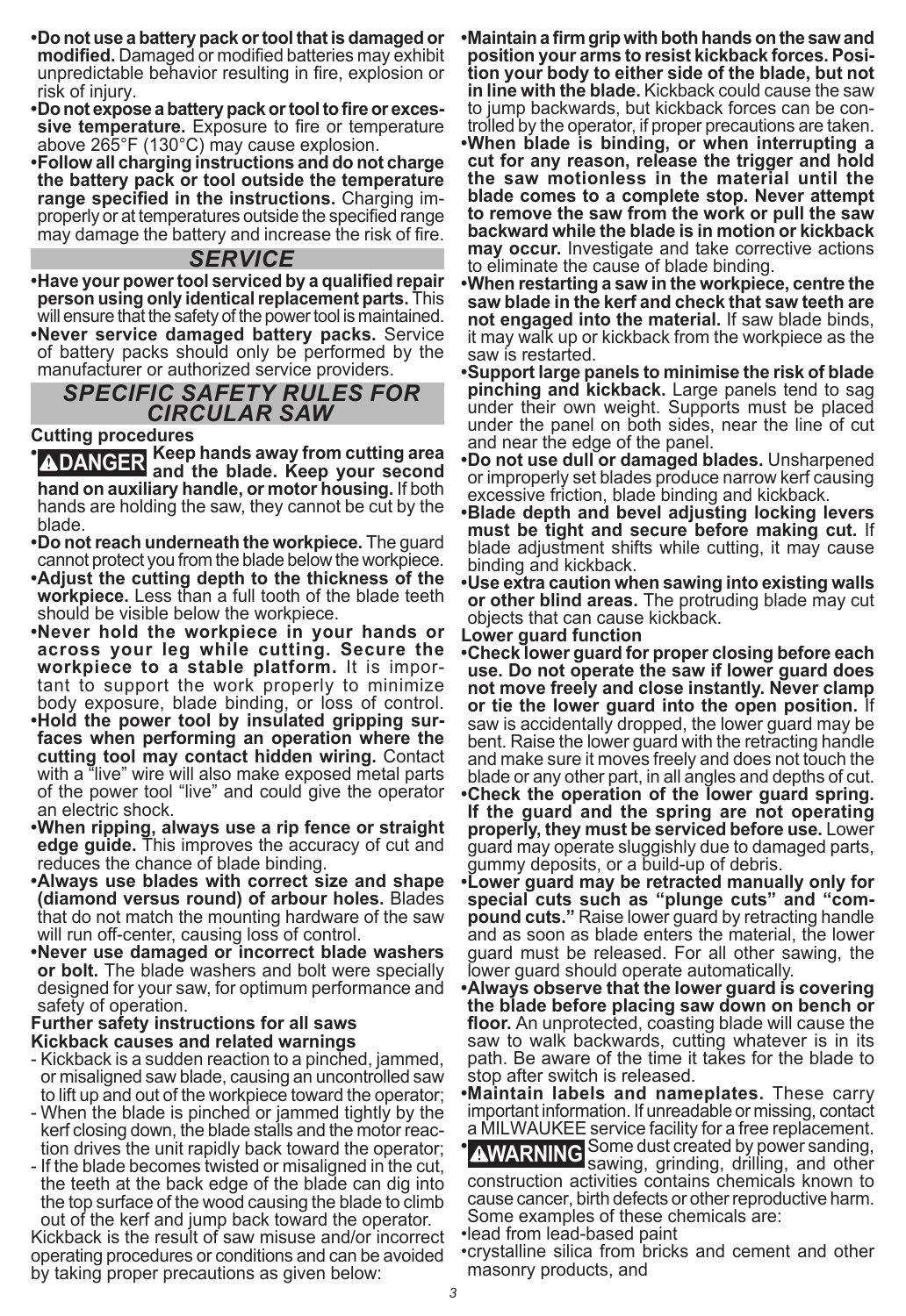- **Do not use a battery pack or tool that is damaged or modified.** Damaged or modified batteries may exhibit unpredictable behavior resulting in fire, explosion or risk of injury.
- **Do not expose a battery pack or tool to fire or excessive temperature.** Exposure to fire or temperature above 265°F (130°C) may cause explosion.
- **Follow all charging instructions and do not charge the battery pack or tool outside the temperature range specified in the instructions.** Charging improperly or at temperatures outside the specified range may damage the battery and increase the risk of fire.

## SERVICE

- **Have your power tool serviced by a qualified repair person using only identical replacement parts.** This will ensure that the safety of the power tool is maintained.
- **Never service damaged battery packs.** Service of battery packs should only be performed by the manufacturer or authorized service providers.

## SPECIFIC SAFETY RULES FOR CIRCULAR SAW

**Cutting procedures**

- **⚠DANGER Keep hands away from cutting area and the blade. Keep your second hand on auxiliary handle, or motor housing.** If both hands are holding the saw, they cannot be cut by the blade.
- **Do not reach underneath the workpiece.** The guard cannot protect you from the blade below the workpiece.
- **Adjust the cutting depth to the thickness of the workpiece.** Less than a full tooth of the blade teeth should be visible below the workpiece.
- **Never hold the workpiece in your hands or across your leg while cutting. Secure the workpiece to a stable platform.** It is important to support the work properly to minimize body exposure, blade binding, or loss of control.
- **Hold the power tool by insulated gripping surfaces when performing an operation where the cutting tool may contact hidden wiring.** Contact with a "live" wire will also make exposed metal parts of the power tool "live" and could give the operator an electric shock.
- **When ripping, always use a rip fence or straight edge guide.** This improves the accuracy of cut and reduces the chance of blade binding.
- **Always use blades with correct size and shape (diamond versus round) of arbour holes.** Blades that do not match the mounting hardware of the saw will run off-center, causing loss of control.
- **Never use damaged or incorrect blade washers or bolt.** The blade washers and bolt were specially designed for your saw, for optimum performance and safety of operation.

**Further safety instructions for all saws**
**Kickback causes and related warnings**

- Kickback is a sudden reaction to a pinched, jammed, or misaligned saw blade, causing an uncontrolled saw to lift up and out of the workpiece toward the operator;
- When the blade is pinched or jammed tightly by the kerf closing down, the blade stalls and the motor reaction drives the unit rapidly back toward the operator;
- If the blade becomes twisted or misaligned in the cut, the teeth at the back edge of the blade can dig into the top surface of the wood causing the blade to climb out of the kerf and jump back toward the operator.

Kickback is the result of saw misuse and/or incorrect operating procedures or conditions and can be avoided by taking proper precautions as given below:

- **Maintain a firm grip with both hands on the saw and position your arms to resist kickback forces. Position your body to either side of the blade, but not in line with the blade.** Kickback could cause the saw to jump backwards, but kickback forces can be controlled by the operator, if proper precautions are taken.
- **When blade is binding, or when interrupting a cut for any reason, release the trigger and hold the saw motionless in the material until the blade comes to a complete stop. Never attempt to remove the saw from the work or pull the saw backward while the blade is in motion or kickback may occur.** Investigate and take corrective actions to eliminate the cause of blade binding.
- **When restarting a saw in the workpiece, centre the saw blade in the kerf and check that saw teeth are not engaged into the material.** If saw blade binds, it may walk up or kickback from the workpiece as the saw is restarted.
- **Support large panels to minimise the risk of blade pinching and kickback.** Large panels tend to sag under their own weight. Supports must be placed under the panel on both sides, near the line of cut and near the edge of the panel.
- **Do not use dull or damaged blades.** Unsharpened or improperly set blades produce narrow kerf causing excessive friction, blade binding and kickback.
- **Blade depth and bevel adjusting locking levers must be tight and secure before making cut.** If blade adjustment shifts while cutting, it may cause binding and kickback.
- **Use extra caution when sawing into existing walls or other blind areas.** The protruding blade may cut objects that can cause kickback.

**Lower guard function**

- **Check lower guard for proper closing before each use. Do not operate the saw if lower guard does not move freely and close instantly. Never clamp or tie the lower guard into the open position.** If saw is accidentally dropped, the lower guard may be bent. Raise the lower guard with the retracting handle and make sure it moves freely and does not touch the blade or any other part, in all angles and depths of cut.
- **Check the operation of the lower guard spring. If the guard and the spring are not operating properly, they must be serviced before use.** Lower guard may operate sluggishly due to damaged parts, gummy deposits, or a build-up of debris.
- **Lower guard may be retracted manually only for special cuts such as "plunge cuts" and "compound cuts."** Raise lower guard by retracting handle and as soon as blade enters the material, the lower guard must be released. For all other sawing, the lower guard should operate automatically.
- **Always observe that the lower guard is covering the blade before placing saw down on bench or floor.** An unprotected, coasting blade will cause the saw to walk backwards, cutting whatever is in its path. Be aware of the time it takes for the blade to stop after switch is released.
- **Maintain labels and nameplates.** These carry important information. If unreadable or missing, contact a MILWAUKEE service facility for a free replacement.
- **⚠WARNING** Some dust created by power sanding, sawing, grinding, drilling, and other construction activities contains chemicals known to cause cancer, birth defects or other reproductive harm. Some examples of these chemicals are:
  - lead from lead-based paint
  - crystalline silica from bricks and cement and other masonry products, and